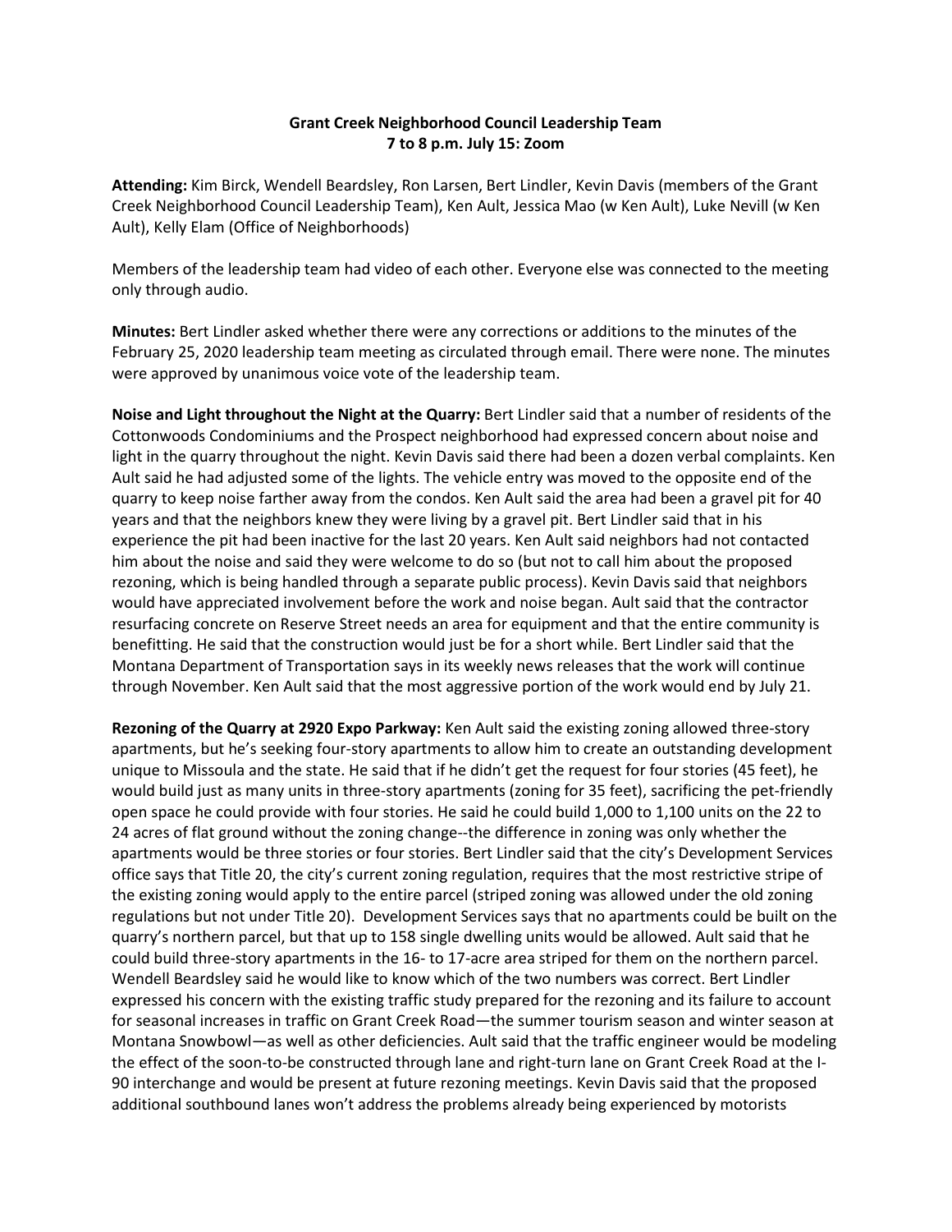**Grant Creek Neighborhood Council Leadership Team**
**7 to 8 p.m. July 15: Zoom**

**Attending:** Kim Birck, Wendell Beardsley, Ron Larsen, Bert Lindler, Kevin Davis (members of the Grant Creek Neighborhood Council Leadership Team), Ken Ault, Jessica Mao (w Ken Ault), Luke Nevill (w Ken Ault), Kelly Elam (Office of Neighborhoods)

Members of the leadership team had video of each other. Everyone else was connected to the meeting only through audio.

**Minutes:** Bert Lindler asked whether there were any corrections or additions to the minutes of the February 25, 2020 leadership team meeting as circulated through email. There were none. The minutes were approved by unanimous voice vote of the leadership team.

**Noise and Light throughout the Night at the Quarry:** Bert Lindler said that a number of residents of the Cottonwoods Condominiums and the Prospect neighborhood had expressed concern about noise and light in the quarry throughout the night. Kevin Davis said there had been a dozen verbal complaints. Ken Ault said he had adjusted some of the lights. The vehicle entry was moved to the opposite end of the quarry to keep noise farther away from the condos. Ken Ault said the area had been a gravel pit for 40 years and that the neighbors knew they were living by a gravel pit. Bert Lindler said that in his experience the pit had been inactive for the last 20 years. Ken Ault said neighbors had not contacted him about the noise and said they were welcome to do so (but not to call him about the proposed rezoning, which is being handled through a separate public process). Kevin Davis said that neighbors would have appreciated involvement before the work and noise began. Ault said that the contractor resurfacing concrete on Reserve Street needs an area for equipment and that the entire community is benefitting. He said that the construction would just be for a short while. Bert Lindler said that the Montana Department of Transportation says in its weekly news releases that the work will continue through November. Ken Ault said that the most aggressive portion of the work would end by July 21.

**Rezoning of the Quarry at 2920 Expo Parkway:** Ken Ault said the existing zoning allowed three-story apartments, but he's seeking four-story apartments to allow him to create an outstanding development unique to Missoula and the state. He said that if he didn't get the request for four stories (45 feet), he would build just as many units in three-story apartments (zoning for 35 feet), sacrificing the pet-friendly open space he could provide with four stories. He said he could build 1,000 to 1,100 units on the 22 to 24 acres of flat ground without the zoning change--the difference in zoning was only whether the apartments would be three stories or four stories. Bert Lindler said that the city's Development Services office says that Title 20, the city's current zoning regulation, requires that the most restrictive stripe of the existing zoning would apply to the entire parcel (striped zoning was allowed under the old zoning regulations but not under Title 20). Development Services says that no apartments could be built on the quarry's northern parcel, but that up to 158 single dwelling units would be allowed. Ault said that he could build three-story apartments in the 16- to 17-acre area striped for them on the northern parcel. Wendell Beardsley said he would like to know which of the two numbers was correct. Bert Lindler expressed his concern with the existing traffic study prepared for the rezoning and its failure to account for seasonal increases in traffic on Grant Creek Road—the summer tourism season and winter season at Montana Snowbowl—as well as other deficiencies. Ault said that the traffic engineer would be modeling the effect of the soon-to-be constructed through lane and right-turn lane on Grant Creek Road at the I-90 interchange and would be present at future rezoning meetings. Kevin Davis said that the proposed additional southbound lanes won't address the problems already being experienced by motorists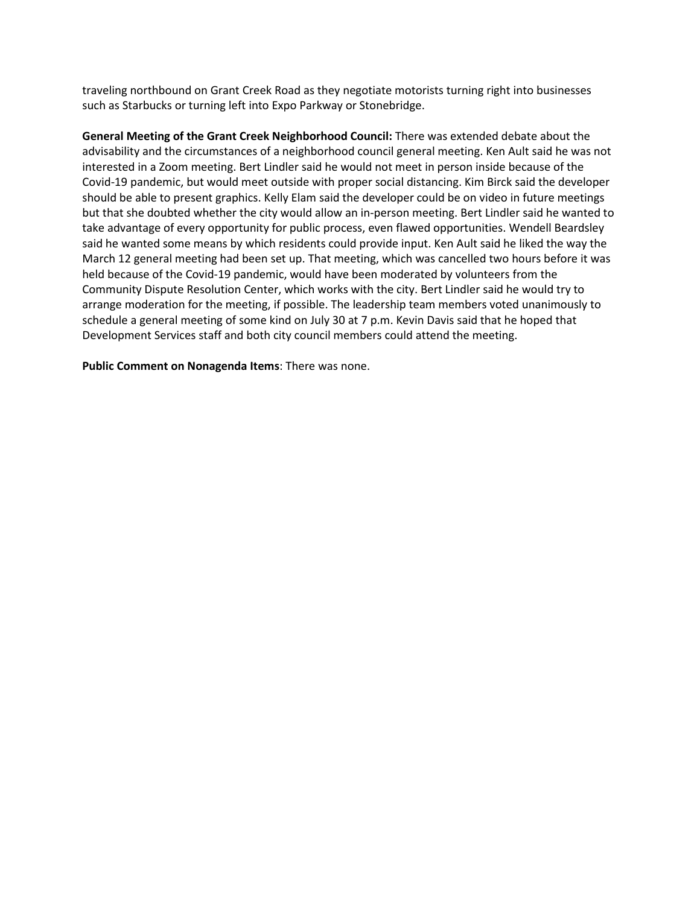traveling northbound on Grant Creek Road as they negotiate motorists turning right into businesses such as Starbucks or turning left into Expo Parkway or Stonebridge.

**General Meeting of the Grant Creek Neighborhood Council:** There was extended debate about the advisability and the circumstances of a neighborhood council general meeting. Ken Ault said he was not interested in a Zoom meeting. Bert Lindler said he would not meet in person inside because of the Covid-19 pandemic, but would meet outside with proper social distancing. Kim Birck said the developer should be able to present graphics. Kelly Elam said the developer could be on video in future meetings but that she doubted whether the city would allow an in-person meeting. Bert Lindler said he wanted to take advantage of every opportunity for public process, even flawed opportunities. Wendell Beardsley said he wanted some means by which residents could provide input. Ken Ault said he liked the way the March 12 general meeting had been set up. That meeting, which was cancelled two hours before it was held because of the Covid-19 pandemic, would have been moderated by volunteers from the Community Dispute Resolution Center, which works with the city. Bert Lindler said he would try to arrange moderation for the meeting, if possible. The leadership team members voted unanimously to schedule a general meeting of some kind on July 30 at 7 p.m. Kevin Davis said that he hoped that Development Services staff and both city council members could attend the meeting.

**Public Comment on Nonagenda Items**: There was none.